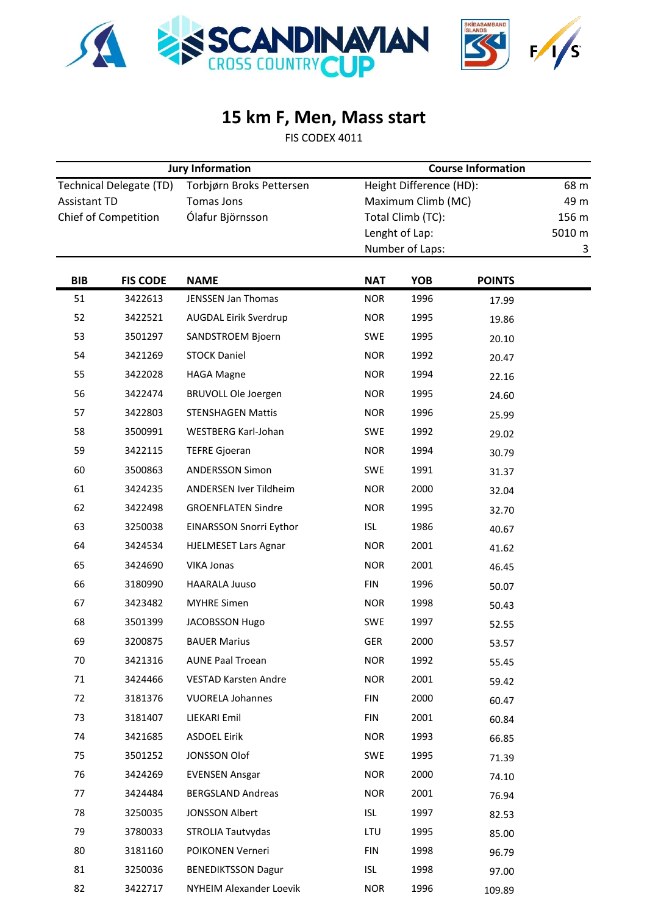# 15 km F, Men, Mass start

FIS CODEX 4011

| Jury Information | | Course Information | |
|---|---|---|---|
| Technical Delegate (TD) | Torbjørn Broks Pettersen | Height Difference (HD): | 68 m |
| Assistant TD | Tomas Jons | Maximum Climb (MC) | 49 m |
| Chief of Competition | Ólafur Björnsson | Total Climb (TC): | 156 m |
| | | Lenght of Lap: | 5010 m |
| | | Number of Laps: | 3 |

| BIB | FIS CODE | NAME | NAT | YOB | POINTS |
|---|---|---|---|---|---|
| 51 | 3422613 | JENSSEN Jan Thomas | NOR | 1996 | 17.99 |
| 52 | 3422521 | AUGDAL Eirik Sverdrup | NOR | 1995 | 19.86 |
| 53 | 3501297 | SANDSTROEM Bjoern | SWE | 1995 | 20.10 |
| 54 | 3421269 | STOCK Daniel | NOR | 1992 | 20.47 |
| 55 | 3422028 | HAGA Magne | NOR | 1994 | 22.16 |
| 56 | 3422474 | BRUVOLL Ole Joergen | NOR | 1995 | 24.60 |
| 57 | 3422803 | STENSHAGEN Mattis | NOR | 1996 | 25.99 |
| 58 | 3500991 | WESTBERG Karl-Johan | SWE | 1992 | 29.02 |
| 59 | 3422115 | TEFRE Gjoeran | NOR | 1994 | 30.79 |
| 60 | 3500863 | ANDERSSON Simon | SWE | 1991 | 31.37 |
| 61 | 3424235 | ANDERSEN Iver Tildheim | NOR | 2000 | 32.04 |
| 62 | 3422498 | GROENFLATEN Sindre | NOR | 1995 | 32.70 |
| 63 | 3250038 | EINARSSON Snorri Eythor | ISL | 1986 | 40.67 |
| 64 | 3424534 | HJELMESET Lars Agnar | NOR | 2001 | 41.62 |
| 65 | 3424690 | VIKA Jonas | NOR | 2001 | 46.45 |
| 66 | 3180990 | HAARALA Juuso | FIN | 1996 | 50.07 |
| 67 | 3423482 | MYHRE Simen | NOR | 1998 | 50.43 |
| 68 | 3501399 | JACOBSSON Hugo | SWE | 1997 | 52.55 |
| 69 | 3200875 | BAUER Marius | GER | 2000 | 53.57 |
| 70 | 3421316 | AUNE Paal Troean | NOR | 1992 | 55.45 |
| 71 | 3424466 | VESTAD Karsten Andre | NOR | 2001 | 59.42 |
| 72 | 3181376 | VUORELA Johannes | FIN | 2000 | 60.47 |
| 73 | 3181407 | LIEKARI Emil | FIN | 2001 | 60.84 |
| 74 | 3421685 | ASDOEL Eirik | NOR | 1993 | 66.85 |
| 75 | 3501252 | JONSSON Olof | SWE | 1995 | 71.39 |
| 76 | 3424269 | EVENSEN Ansgar | NOR | 2000 | 74.10 |
| 77 | 3424484 | BERGSLAND Andreas | NOR | 2001 | 76.94 |
| 78 | 3250035 | JONSSON Albert | ISL | 1997 | 82.53 |
| 79 | 3780033 | STROLIA Tautvydas | LTU | 1995 | 85.00 |
| 80 | 3181160 | POIKONEN Verneri | FIN | 1998 | 96.79 |
| 81 | 3250036 | BENEDIKTSSON Dagur | ISL | 1998 | 97.00 |
| 82 | 3422717 | NYHEIM Alexander Loevik | NOR | 1996 | 109.89 |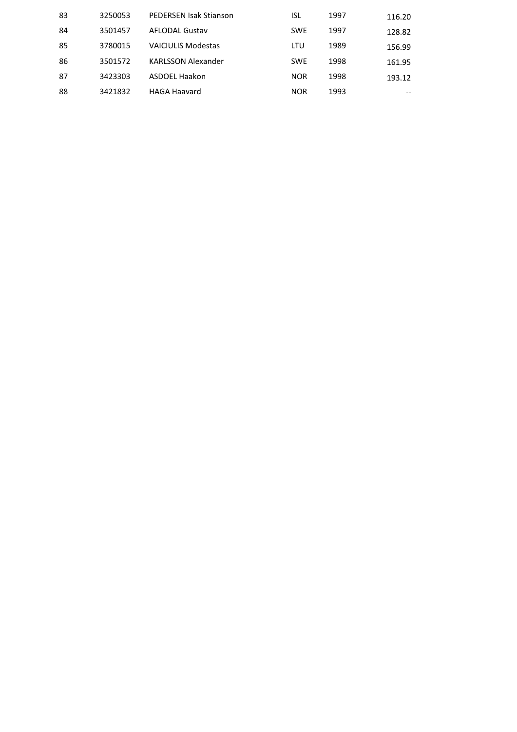| | | | | | |
|---|---|---|---|---|---|
| 83 | 3250053 | PEDERSEN Isak Stianson | ISL | 1997 | 116.20 |
| 84 | 3501457 | AFLODAL Gustav | SWE | 1997 | 128.82 |
| 85 | 3780015 | VAICIULIS Modestas | LTU | 1989 | 156.99 |
| 86 | 3501572 | KARLSSON Alexander | SWE | 1998 | 161.95 |
| 87 | 3423303 | ASDOEL Haakon | NOR | 1998 | 193.12 |
| 88 | 3421832 | HAGA Haavard | NOR | 1993 | -- |